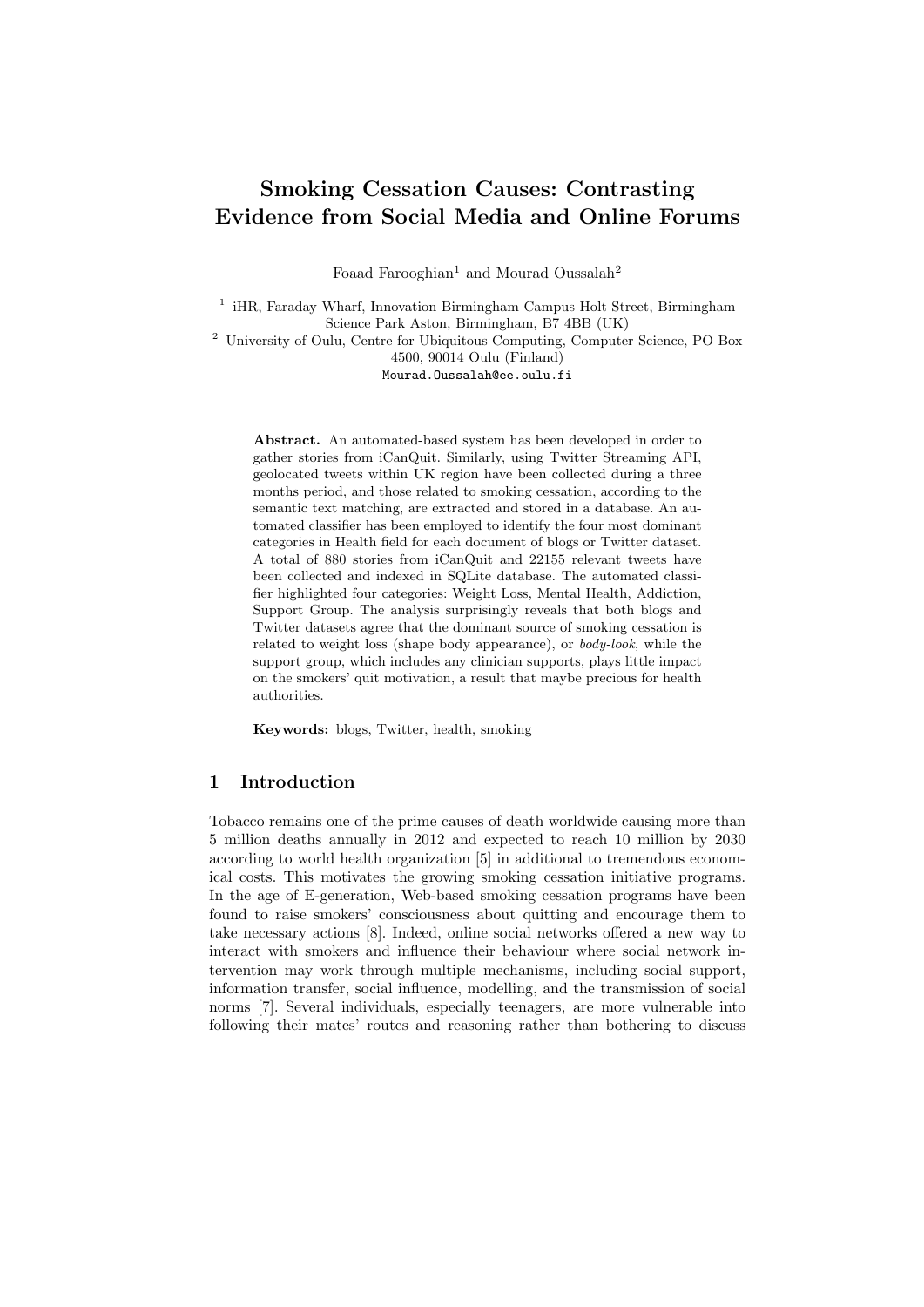# Smoking Cessation Causes: Contrasting Evidence from Social Media and Online Forums

Foaad Farooghian[1] and Mourad Oussalah[2]

[1] iHR, Faraday Wharf, Innovation Birmingham Campus Holt Street, Birmingham Science Park Aston, Birmingham, B7 4BB (UK)

[2] University of Oulu, Centre for Ubiquitous Computing, Computer Science, PO Box 4500, 90014 Oulu (Finland)

Mourad.Oussalah@ee.oulu.fi

**Abstract.** An automated-based system has been developed in order to gather stories from iCanQuit. Similarly, using Twitter Streaming API, geolocated tweets within UK region have been collected during a three months period, and those related to smoking cessation, according to the semantic text matching, are extracted and stored in a database. An automated classifier has been employed to identify the four most dominant categories in Health field for each document of blogs or Twitter dataset. A total of 880 stories from iCanQuit and 22155 relevant tweets have been collected and indexed in SQLite database. The automated classifier highlighted four categories: Weight Loss, Mental Health, Addiction, Support Group. The analysis surprisingly reveals that both blogs and Twitter datasets agree that the dominant source of smoking cessation is related to weight loss (shape body appearance), or *body-look*, while the support group, which includes any clinician supports, plays little impact on the smokers' quit motivation, a result that maybe precious for health authorities.

**Keywords:** blogs, Twitter, health, smoking

## 1 Introduction

Tobacco remains one of the prime causes of death worldwide causing more than 5 million deaths annually in 2012 and expected to reach 10 million by 2030 according to world health organization [5] in additional to tremendous economical costs. This motivates the growing smoking cessation initiative programs. In the age of E-generation, Web-based smoking cessation programs have been found to raise smokers' consciousness about quitting and encourage them to take necessary actions [8]. Indeed, online social networks offered a new way to interact with smokers and influence their behaviour where social network intervention may work through multiple mechanisms, including social support, information transfer, social influence, modelling, and the transmission of social norms [7]. Several individuals, especially teenagers, are more vulnerable into following their mates' routes and reasoning rather than bothering to discuss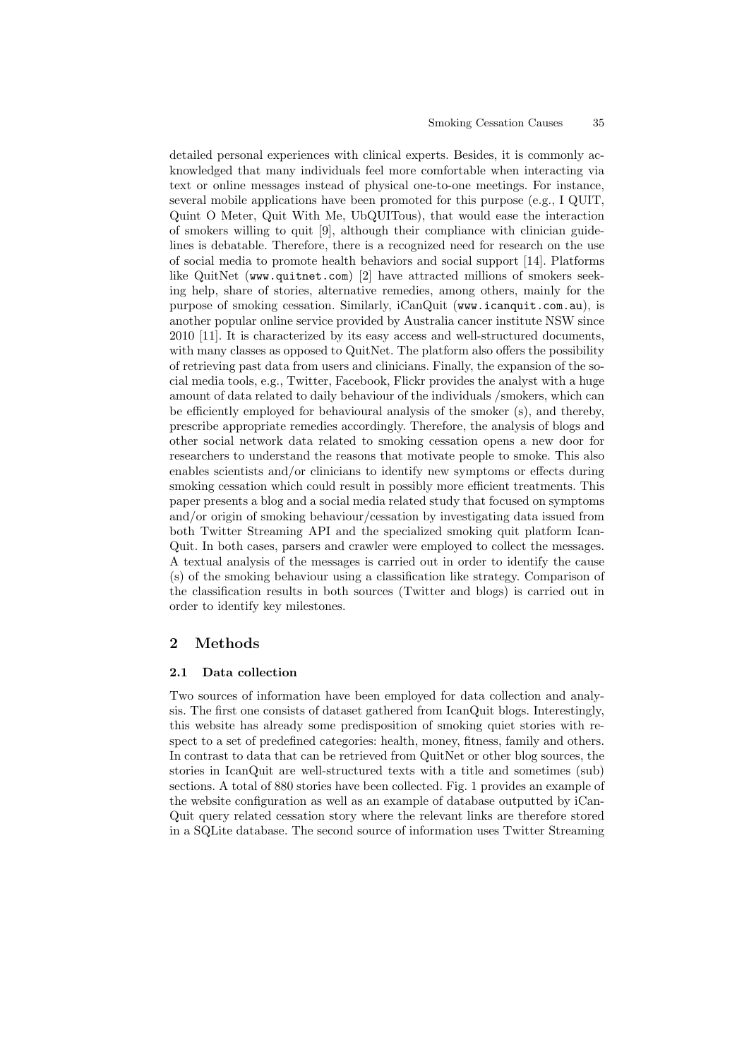detailed personal experiences with clinical experts. Besides, it is commonly acknowledged that many individuals feel more comfortable when interacting via text or online messages instead of physical one-to-one meetings. For instance, several mobile applications have been promoted for this purpose (e.g., I QUIT, Quint O Meter, Quit With Me, UbQUITous), that would ease the interaction of smokers willing to quit [9], although their compliance with clinician guidelines is debatable. Therefore, there is a recognized need for research on the use of social media to promote health behaviors and social support [14]. Platforms like QuitNet (`www.quitnet.com`) [2] have attracted millions of smokers seeking help, share of stories, alternative remedies, among others, mainly for the purpose of smoking cessation. Similarly, iCanQuit (`www.icanquit.com.au`), is another popular online service provided by Australia cancer institute NSW since 2010 [11]. It is characterized by its easy access and well-structured documents, with many classes as opposed to QuitNet. The platform also offers the possibility of retrieving past data from users and clinicians. Finally, the expansion of the social media tools, e.g., Twitter, Facebook, Flickr provides the analyst with a huge amount of data related to daily behaviour of the individuals /smokers, which can be efficiently employed for behavioural analysis of the smoker (s), and thereby, prescribe appropriate remedies accordingly. Therefore, the analysis of blogs and other social network data related to smoking cessation opens a new door for researchers to understand the reasons that motivate people to smoke. This also enables scientists and/or clinicians to identify new symptoms or effects during smoking cessation which could result in possibly more efficient treatments. This paper presents a blog and a social media related study that focused on symptoms and/or origin of smoking behaviour/cessation by investigating data issued from both Twitter Streaming API and the specialized smoking quit platform IcanQuit. In both cases, parsers and crawler were employed to collect the messages. A textual analysis of the messages is carried out in order to identify the cause (s) of the smoking behaviour using a classification like strategy. Comparison of the classification results in both sources (Twitter and blogs) is carried out in order to identify key milestones.

## 2 Methods

### 2.1 Data collection

Two sources of information have been employed for data collection and analysis. The first one consists of dataset gathered from IcanQuit blogs. Interestingly, this website has already some predisposition of smoking quiet stories with respect to a set of predefined categories: health, money, fitness, family and others. In contrast to data that can be retrieved from QuitNet or other blog sources, the stories in IcanQuit are well-structured texts with a title and sometimes (sub) sections. A total of 880 stories have been collected. Fig. 1 provides an example of the website configuration as well as an example of database outputted by iCanQuit query related cessation story where the relevant links are therefore stored in a SQLite database. The second source of information uses Twitter Streaming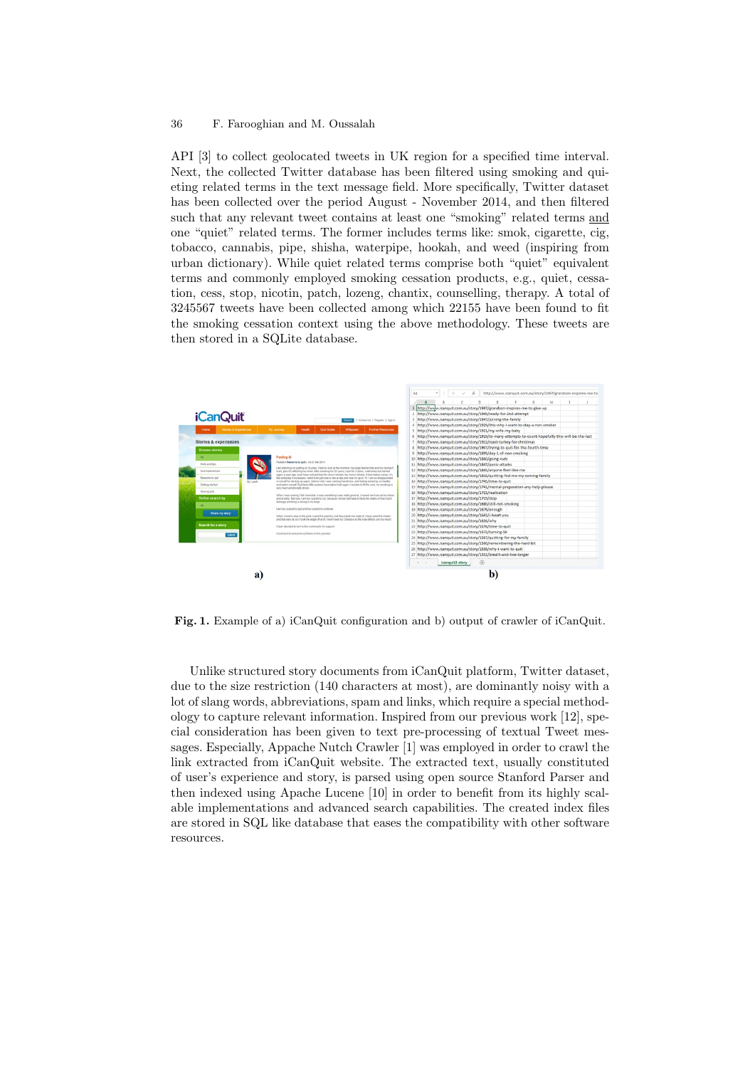API [3] to collect geolocated tweets in UK region for a specified time interval. Next, the collected Twitter database has been filtered using smoking and quieting related terms in the text message field. More specifically, Twitter dataset has been collected over the period August - November 2014, and then filtered such that any relevant tweet contains at least one "smoking" related terms and one "quiet" related terms. The former includes terms like: smok, cigarette, cig, tobacco, cannabis, pipe, shisha, waterpipe, hookah, and weed (inspiring from urban dictionary). While quiet related terms comprise both "quiet" equivalent terms and commonly employed smoking cessation products, e.g., quiet, cessation, cess, stop, nicotin, patch, lozeng, chantix, counselling, therapy. A total of 3245567 tweets have been collected among which 22155 have been found to fit the smoking cessation context using the above methodology. These tweets are then stored in a SQLite database.

**Fig. 1.** Example of a) iCanQuit configuration and b) output of crawler of iCanQuit.

Unlike structured story documents from iCanQuit platform, Twitter dataset, due to the size restriction (140 characters at most), are dominantly noisy with a lot of slang words, abbreviations, spam and links, which require a special methodology to capture relevant information. Inspired from our previous work [12], special consideration has been given to text pre-processing of textual Tweet messages. Especially, Appache Nutch Crawler [1] was employed in order to crawl the link extracted from iCanQuit website. The extracted text, usually constituted of user's experience and story, is parsed using open source Stanford Parser and then indexed using Apache Lucene [10] in order to benefit from its highly scalable implementations and advanced search capabilities. The created index files are stored in SQL like database that eases the compatibility with other software resources.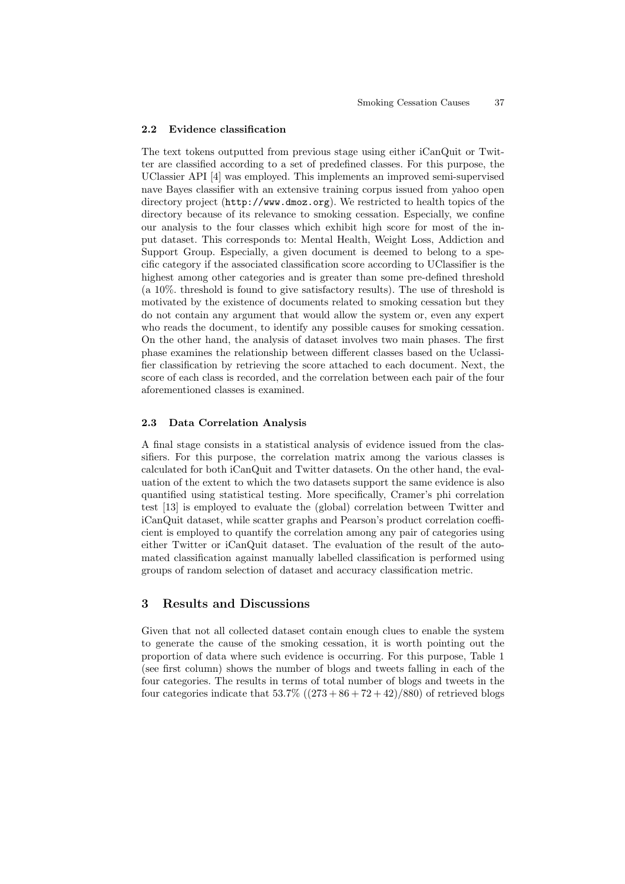### 2.2 Evidence classification

The text tokens outputted from previous stage using either iCanQuit or Twitter are classified according to a set of predefined classes. For this purpose, the UClassier API [4] was employed. This implements an improved semi-supervised nave Bayes classifier with an extensive training corpus issued from yahoo open directory project (`http://www.dmoz.org`). We restricted to health topics of the directory because of its relevance to smoking cessation. Especially, we confine our analysis to the four classes which exhibit high score for most of the input dataset. This corresponds to: Mental Health, Weight Loss, Addiction and Support Group. Especially, a given document is deemed to belong to a specific category if the associated classification score according to UClassifier is the highest among other categories and is greater than some pre-defined threshold (a 10%. threshold is found to give satisfactory results). The use of threshold is motivated by the existence of documents related to smoking cessation but they do not contain any argument that would allow the system or, even any expert who reads the document, to identify any possible causes for smoking cessation. On the other hand, the analysis of dataset involves two main phases. The first phase examines the relationship between different classes based on the Uclassifier classification by retrieving the score attached to each document. Next, the score of each class is recorded, and the correlation between each pair of the four aforementioned classes is examined.

### 2.3 Data Correlation Analysis

A final stage consists in a statistical analysis of evidence issued from the classifiers. For this purpose, the correlation matrix among the various classes is calculated for both iCanQuit and Twitter datasets. On the other hand, the evaluation of the extent to which the two datasets support the same evidence is also quantified using statistical testing. More specifically, Cramer's phi correlation test [13] is employed to evaluate the (global) correlation between Twitter and iCanQuit dataset, while scatter graphs and Pearson's product correlation coefficient is employed to quantify the correlation among any pair of categories using either Twitter or iCanQuit dataset. The evaluation of the result of the automated classification against manually labelled classification is performed using groups of random selection of dataset and accuracy classification metric.

## 3 Results and Discussions

Given that not all collected dataset contain enough clues to enable the system to generate the cause of the smoking cessation, it is worth pointing out the proportion of data where such evidence is occurring. For this purpose, Table 1 (see first column) shows the number of blogs and tweets falling in each of the four categories. The results in terms of total number of blogs and tweets in the four categories indicate that 53.7% $((273 + 86 + 72 + 42)/880)$ of retrieved blogs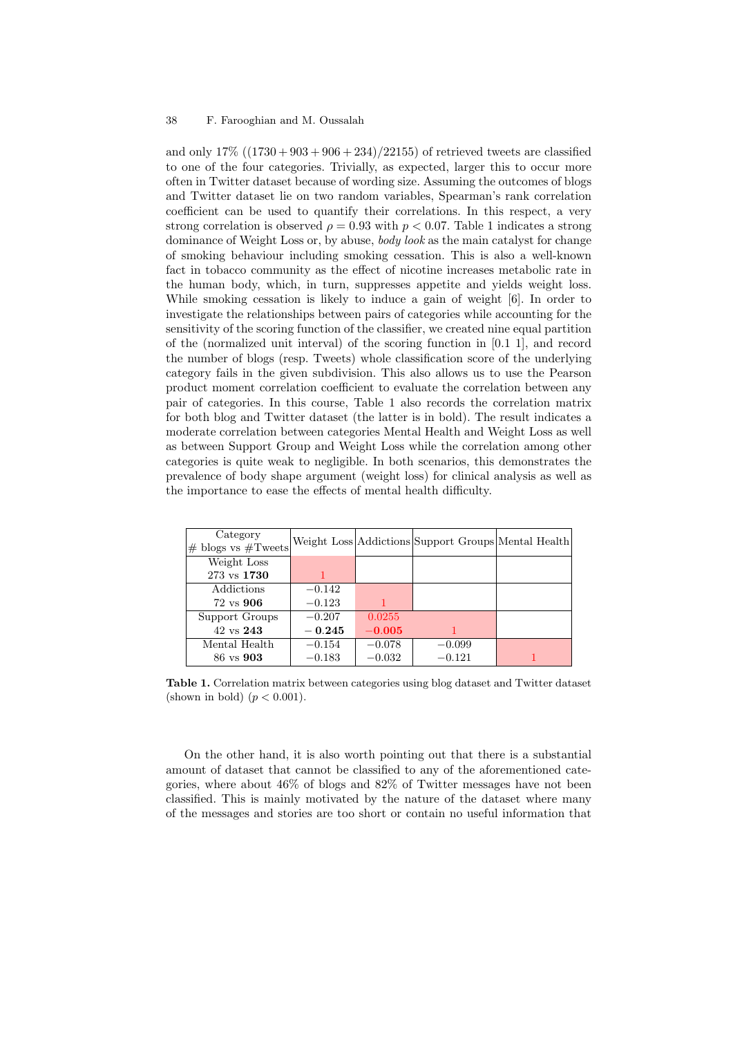and only 17% $((1730 + 903 + 906 + 234)/22155)$ of retrieved tweets are classified to one of the four categories. Trivially, as expected, larger this to occur more often in Twitter dataset because of wording size. Assuming the outcomes of blogs and Twitter dataset lie on two random variables, Spearman's rank correlation coefficient can be used to quantify their correlations. In this respect, a very strong correlation is observed $\rho = 0.93$ with $p < 0.07$. Table 1 indicates a strong dominance of Weight Loss or, by abuse, *body look* as the main catalyst for change of smoking behaviour including smoking cessation. This is also a well-known fact in tobacco community as the effect of nicotine increases metabolic rate in the human body, which, in turn, suppresses appetite and yields weight loss. While smoking cessation is likely to induce a gain of weight [6]. In order to investigate the relationships between pairs of categories while accounting for the sensitivity of the scoring function of the classifier, we created nine equal partition of the (normalized unit interval) of the scoring function in [0.1 1], and record the number of blogs (resp. Tweets) whole classification score of the underlying category fails in the given subdivision. This also allows us to use the Pearson product moment correlation coefficient to evaluate the correlation between any pair of categories. In this course, Table 1 also records the correlation matrix for both blog and Twitter dataset (the latter is in bold). The result indicates a moderate correlation between categories Mental Health and Weight Loss as well as between Support Group and Weight Loss while the correlation among other categories is quite weak to negligible. In both scenarios, this demonstrates the prevalence of body shape argument (weight loss) for clinical analysis as well as the importance to ease the effects of mental health difficulty.

| Category<br># blogs vs #Tweets | Weight Loss | Addictions | Support Groups | Mental Health |
|---|---|---|---|---|
| Weight Loss<br>273 vs **1730** | 1 | | | |
| Addictions<br>72 vs **906** | $-0.142$<br>$-0.123$ | 1 | | |
| Support Groups<br>42 vs **243** | $-0.207$<br>**−0.245** | 0.0255<br>**−0.005** | 1 | |
| Mental Health<br>86 vs **903** | $-0.154$<br>$-0.183$ | $-0.078$<br>$-0.032$ | $-0.099$<br>$-0.121$ | 1 |

**Table 1.** Correlation matrix between categories using blog dataset and Twitter dataset (shown in bold) ($p < 0.001$).

On the other hand, it is also worth pointing out that there is a substantial amount of dataset that cannot be classified to any of the aforementioned categories, where about 46% of blogs and 82% of Twitter messages have not been classified. This is mainly motivated by the nature of the dataset where many of the messages and stories are too short or contain no useful information that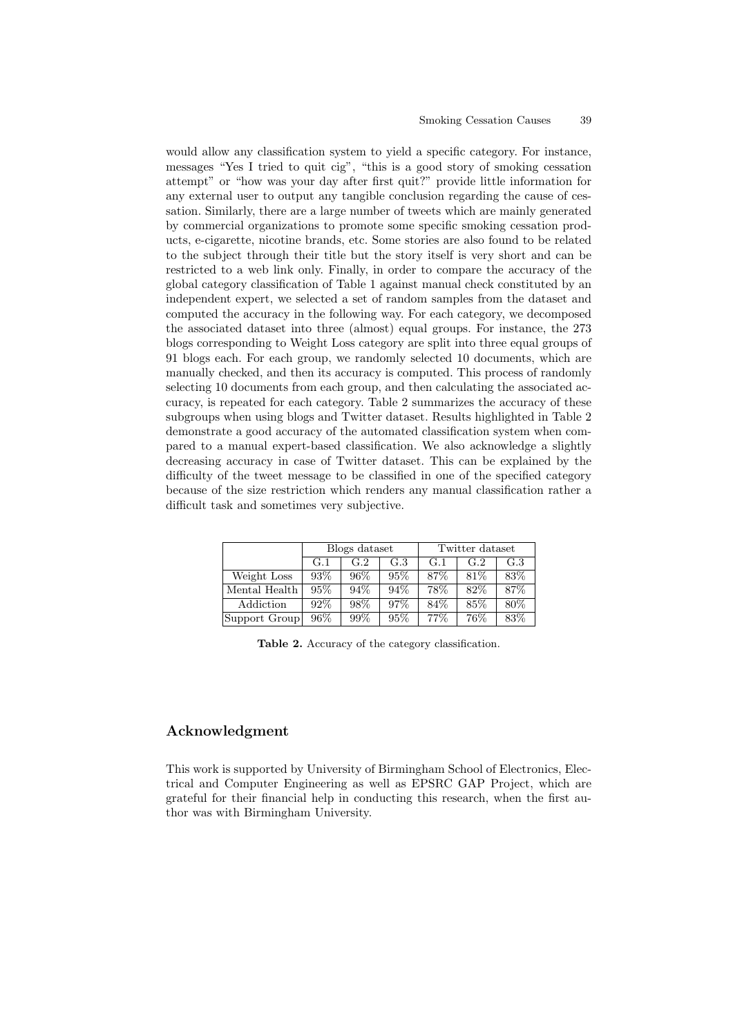would allow any classification system to yield a specific category. For instance, messages "Yes I tried to quit cig", "this is a good story of smoking cessation attempt" or "how was your day after first quit?" provide little information for any external user to output any tangible conclusion regarding the cause of cessation. Similarly, there are a large number of tweets which are mainly generated by commercial organizations to promote some specific smoking cessation products, e-cigarette, nicotine brands, etc. Some stories are also found to be related to the subject through their title but the story itself is very short and can be restricted to a web link only. Finally, in order to compare the accuracy of the global category classification of Table 1 against manual check constituted by an independent expert, we selected a set of random samples from the dataset and computed the accuracy in the following way. For each category, we decomposed the associated dataset into three (almost) equal groups. For instance, the 273 blogs corresponding to Weight Loss category are split into three equal groups of 91 blogs each. For each group, we randomly selected 10 documents, which are manually checked, and then its accuracy is computed. This process of randomly selecting 10 documents from each group, and then calculating the associated accuracy, is repeated for each category. Table 2 summarizes the accuracy of these subgroups when using blogs and Twitter dataset. Results highlighted in Table 2 demonstrate a good accuracy of the automated classification system when compared to a manual expert-based classification. We also acknowledge a slightly decreasing accuracy in case of Twitter dataset. This can be explained by the difficulty of the tweet message to be classified in one of the specified category because of the size restriction which renders any manual classification rather a difficult task and sometimes very subjective.

| | Blogs dataset | | | Twitter dataset | | |
|---|---|---|---|---|---|---|
| | G.1 | G.2 | G.3 | G.1 | G.2 | G.3 |
| Weight Loss | 93% | 96% | 95% | 87% | 81% | 83% |
| Mental Health | 95% | 94% | 94% | 78% | 82% | 87% |
| Addiction | 92% | 98% | 97% | 84% | 85% | 80% |
| Support Group | 96% | 99% | 95% | 77% | 76% | 83% |

**Table 2.** Accuracy of the category classification.

## Acknowledgment

This work is supported by University of Birmingham School of Electronics, Electrical and Computer Engineering as well as EPSRC GAP Project, which are grateful for their financial help in conducting this research, when the first author was with Birmingham University.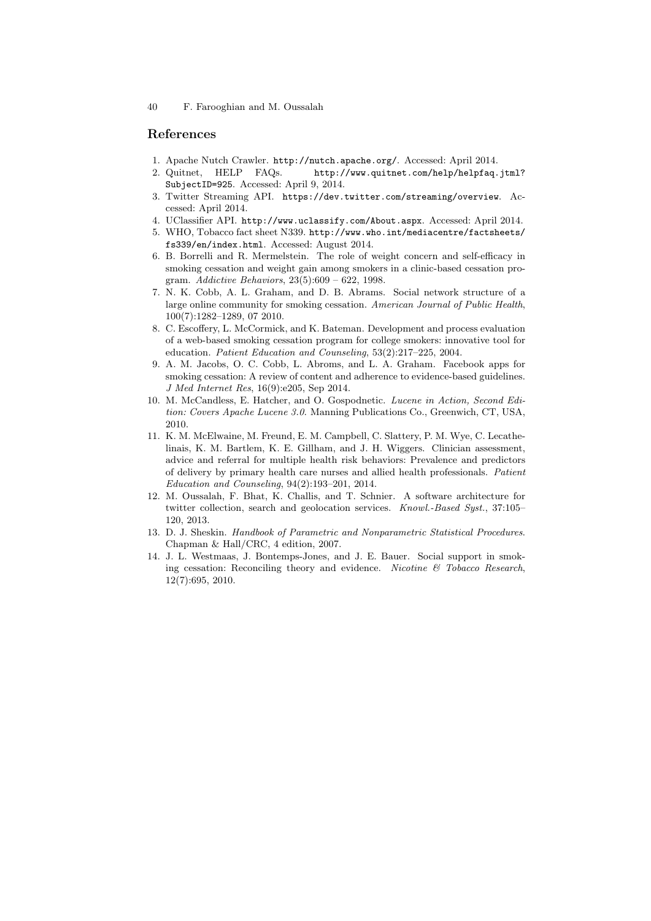## References

1. Apache Nutch Crawler. http://nutch.apache.org/. Accessed: April 2014.
2. Quitnet, HELP FAQs. http://www.quitnet.com/help/helpfaq.jtml?SubjectID=925. Accessed: April 9, 2014.
3. Twitter Streaming API. https://dev.twitter.com/streaming/overview. Accessed: April 2014.
4. UClassifier API. http://www.uclassify.com/About.aspx. Accessed: April 2014.
5. WHO, Tobacco fact sheet N339. http://www.who.int/mediacentre/factsheets/fs339/en/index.html. Accessed: August 2014.
6. B. Borrelli and R. Mermelstein. The role of weight concern and self-efficacy in smoking cessation and weight gain among smokers in a clinic-based cessation program. *Addictive Behaviors*, 23(5):609 – 622, 1998.
7. N. K. Cobb, A. L. Graham, and D. B. Abrams. Social network structure of a large online community for smoking cessation. *American Journal of Public Health*, 100(7):1282–1289, 07 2010.
8. C. Escoffery, L. McCormick, and K. Bateman. Development and process evaluation of a web-based smoking cessation program for college smokers: innovative tool for education. *Patient Education and Counseling*, 53(2):217–225, 2004.
9. A. M. Jacobs, O. C. Cobb, L. Abroms, and L. A. Graham. Facebook apps for smoking cessation: A review of content and adherence to evidence-based guidelines. *J Med Internet Res*, 16(9):e205, Sep 2014.
10. M. McCandless, E. Hatcher, and O. Gospodnetic. *Lucene in Action, Second Edition: Covers Apache Lucene 3.0*. Manning Publications Co., Greenwich, CT, USA, 2010.
11. K. M. McElwaine, M. Freund, E. M. Campbell, C. Slattery, P. M. Wye, C. Lecathelinais, K. M. Bartlem, K. E. Gillham, and J. H. Wiggers. Clinician assessment, advice and referral for multiple health risk behaviors: Prevalence and predictors of delivery by primary health care nurses and allied health professionals. *Patient Education and Counseling*, 94(2):193–201, 2014.
12. M. Oussalah, F. Bhat, K. Challis, and T. Schnier. A software architecture for twitter collection, search and geolocation services. *Knowl.-Based Syst.*, 37:105–120, 2013.
13. D. J. Sheskin. *Handbook of Parametric and Nonparametric Statistical Procedures*. Chapman & Hall/CRC, 4 edition, 2007.
14. J. L. Westmaas, J. Bontemps-Jones, and J. E. Bauer. Social support in smoking cessation: Reconciling theory and evidence. *Nicotine & Tobacco Research*, 12(7):695, 2010.